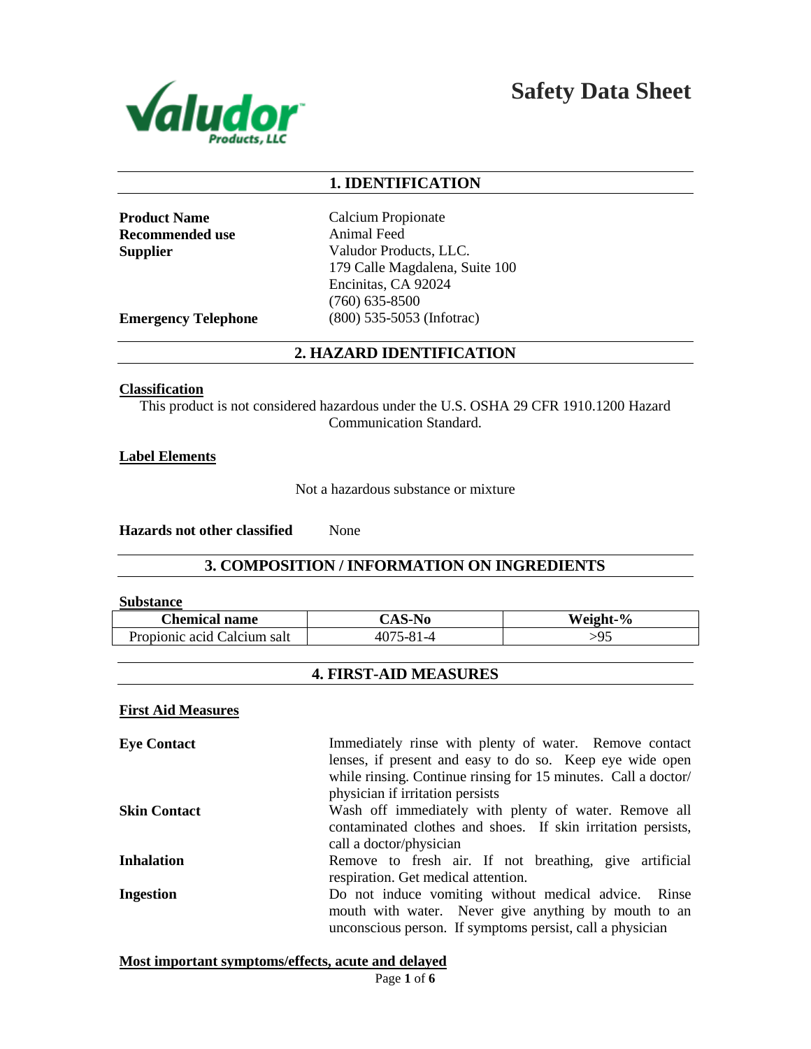# Safety Data Sheet

## 1. IDENTIFICATION

**Product Name** Calcium Propionate
**Recommended use** Animal Feed
**Supplier** Valudor Products, LLC.
179 Calle Magdalena, Suite 100
Encinitas, CA 92024
(760) 635-8500
**Emergency Telephone** (800) 535-5053 (Infotrac)

## 2. HAZARD IDENTIFICATION

**Classification**

This product is not considered hazardous under the U.S. OSHA 29 CFR 1910.1200 Hazard Communication Standard.

**Label Elements**

Not a hazardous substance or mixture

**Hazards not other classified** None

## 3. COMPOSITION / INFORMATION ON INGREDIENTS

**Substance**

| Chemical name | CAS-No | Weight-% |
|---|---|---|
| Propionic acid Calcium salt | 4075-81-4 | >95 |

## 4. FIRST-AID MEASURES

**First Aid Measures**

**Eye Contact** Immediately rinse with plenty of water. Remove contact lenses, if present and easy to do so. Keep eye wide open while rinsing. Continue rinsing for 15 minutes. Call a doctor/ physician if irritation persists

**Skin Contact** Wash off immediately with plenty of water. Remove all contaminated clothes and shoes. If skin irritation persists, call a doctor/physician

**Inhalation** Remove to fresh air. If not breathing, give artificial respiration. Get medical attention.

**Ingestion** Do not induce vomiting without medical advice. Rinse mouth with water. Never give anything by mouth to an unconscious person. If symptoms persist, call a physician

**Most important symptoms/effects, acute and delayed**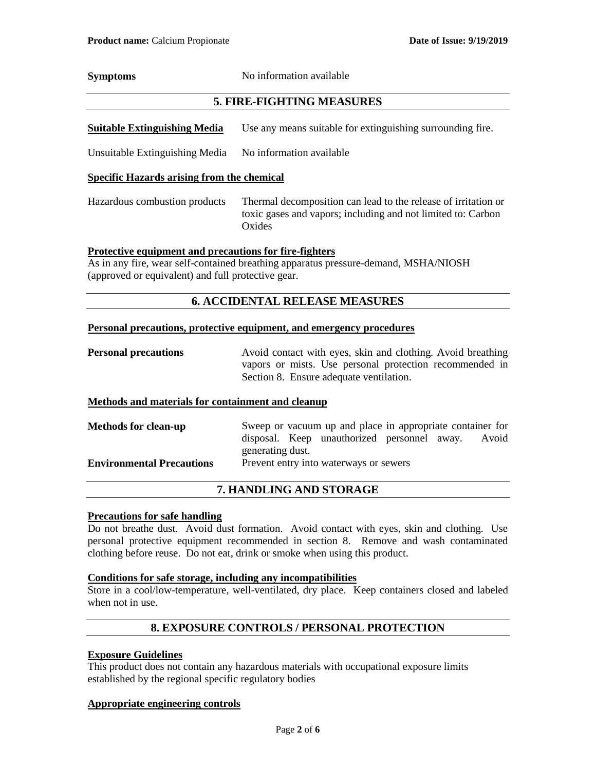**Symptoms** No information available

## 5. FIRE-FIGHTING MEASURES

**Suitable Extinguishing Media** Use any means suitable for extinguishing surrounding fire.

Unsuitable Extinguishing Media No information available

### Specific Hazards arising from the chemical

Hazardous combustion products Thermal decomposition can lead to the release of irritation or toxic gases and vapors; including and not limited to: Carbon Oxides

### Protective equipment and precautions for fire-fighters

As in any fire, wear self-contained breathing apparatus pressure-demand, MSHA/NIOSH (approved or equivalent) and full protective gear.

## 6. ACCIDENTAL RELEASE MEASURES

### Personal precautions, protective equipment, and emergency procedures

**Personal precautions** Avoid contact with eyes, skin and clothing. Avoid breathing vapors or mists. Use personal protection recommended in Section 8. Ensure adequate ventilation.

### Methods and materials for containment and cleanup

**Methods for clean-up** Sweep or vacuum up and place in appropriate container for disposal. Keep unauthorized personnel away. Avoid generating dust.

**Environmental Precautions** Prevent entry into waterways or sewers

## 7. HANDLING AND STORAGE

### Precautions for safe handling

Do not breathe dust. Avoid dust formation. Avoid contact with eyes, skin and clothing. Use personal protective equipment recommended in section 8. Remove and wash contaminated clothing before reuse. Do not eat, drink or smoke when using this product.

### Conditions for safe storage, including any incompatibilities

Store in a cool/low-temperature, well-ventilated, dry place. Keep containers closed and labeled when not in use.

## 8. EXPOSURE CONTROLS / PERSONAL PROTECTION

### Exposure Guidelines

This product does not contain any hazardous materials with occupational exposure limits established by the regional specific regulatory bodies

### Appropriate engineering controls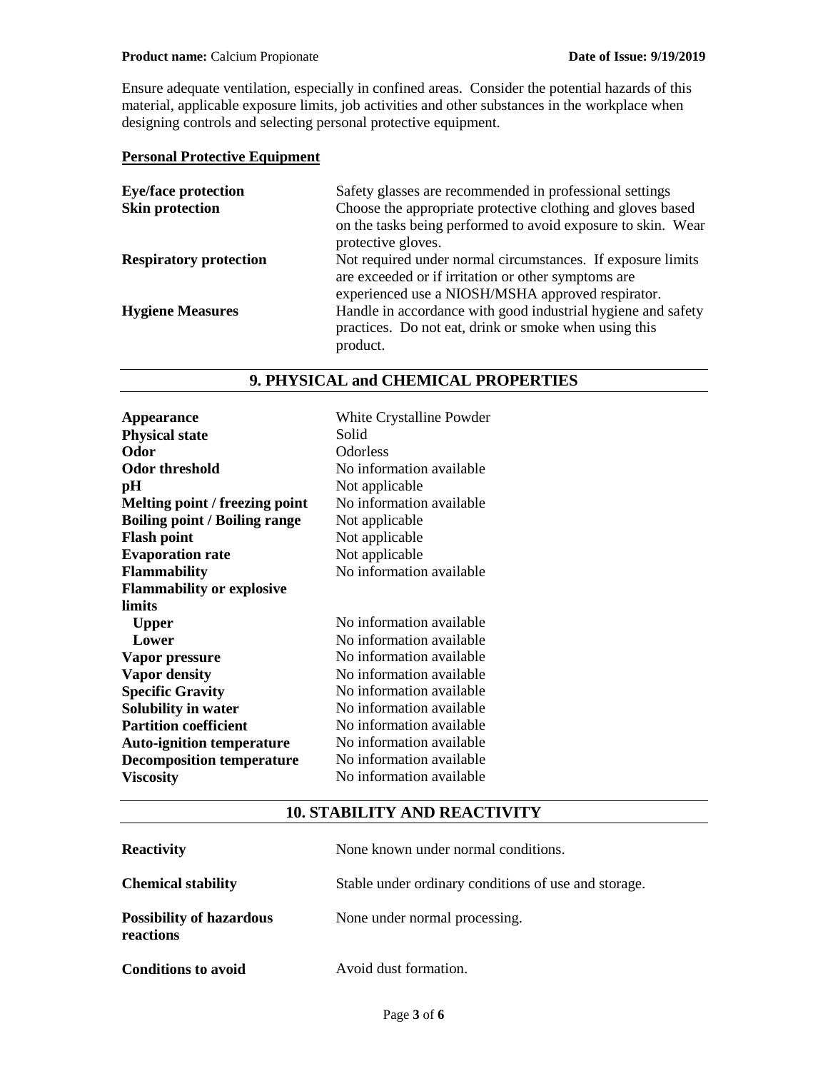Ensure adequate ventilation, especially in confined areas. Consider the potential hazards of this material, applicable exposure limits, job activities and other substances in the workplace when designing controls and selecting personal protective equipment.

**Personal Protective Equipment**

| | |
|---|---|
| **Eye/face protection** | Safety glasses are recommended in professional settings |
| **Skin protection** | Choose the appropriate protective clothing and gloves based on the tasks being performed to avoid exposure to skin. Wear protective gloves. |
| **Respiratory protection** | Not required under normal circumstances. If exposure limits are exceeded or if irritation or other symptoms are experienced use a NIOSH/MSHA approved respirator. |
| **Hygiene Measures** | Handle in accordance with good industrial hygiene and safety practices. Do not eat, drink or smoke when using this product. |

## 9. PHYSICAL and CHEMICAL PROPERTIES

| | |
|---|---|
| **Appearance** | White Crystalline Powder |
| **Physical state** | Solid |
| **Odor** | Odorless |
| **Odor threshold** | No information available |
| **pH** | Not applicable |
| **Melting point / freezing point** | No information available |
| **Boiling point / Boiling range** | Not applicable |
| **Flash point** | Not applicable |
| **Evaporation rate** | Not applicable |
| **Flammability** | No information available |
| **Flammability or explosive limits** | |
| **Upper** | No information available |
| **Lower** | No information available |
| **Vapor pressure** | No information available |
| **Vapor density** | No information available |
| **Specific Gravity** | No information available |
| **Solubility in water** | No information available |
| **Partition coefficient** | No information available |
| **Auto-ignition temperature** | No information available |
| **Decomposition temperature** | No information available |
| **Viscosity** | No information available |

## 10. STABILITY AND REACTIVITY

| | |
|---|---|
| **Reactivity** | None known under normal conditions. |
| **Chemical stability** | Stable under ordinary conditions of use and storage. |
| **Possibility of hazardous reactions** | None under normal processing. |
| **Conditions to avoid** | Avoid dust formation. |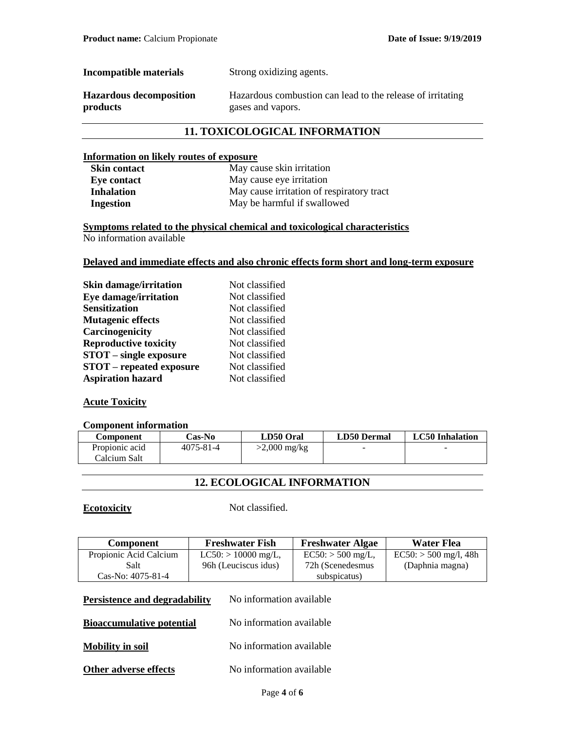| | |
|---|---|
| **Incompatible materials** | Strong oxidizing agents. |
| **Hazardous decomposition products** | Hazardous combustion can lead to the release of irritating gases and vapors. |

## 11. TOXICOLOGICAL INFORMATION

**Information on likely routes of exposure**

| | |
|---|---|
| **Skin contact** | May cause skin irritation |
| **Eye contact** | May cause eye irritation |
| **Inhalation** | May cause irritation of respiratory tract |
| **Ingestion** | May be harmful if swallowed |

**Symptoms related to the physical chemical and toxicological characteristics**

No information available

**Delayed and immediate effects and also chronic effects form short and long-term exposure**

| | |
|---|---|
| **Skin damage/irritation** | Not classified |
| **Eye damage/irritation** | Not classified |
| **Sensitization** | Not classified |
| **Mutagenic effects** | Not classified |
| **Carcinogenicity** | Not classified |
| **Reproductive toxicity** | Not classified |
| **STOT – single exposure** | Not classified |
| **STOT – repeated exposure** | Not classified |
| **Aspiration hazard** | Not classified |

**Acute Toxicity**

**Component information**

| Component | Cas-No | LD50 Oral | LD50 Dermal | LC50 Inhalation |
|---|---|---|---|---|
| Propionic acid Calcium Salt | 4075-81-4 | >2,000 mg/kg | - | - |

## 12. ECOLOGICAL INFORMATION

**Ecotoxicity** Not classified.

| Component | Freshwater Fish | Freshwater Algae | Water Flea |
|---|---|---|---|
| Propionic Acid Calcium Salt Cas-No: 4075-81-4 | LC50: > 10000 mg/L, 96h (Leuciscus idus) | EC50: > 500 mg/L, 72h (Scenedesmus subspicatus) | EC50: > 500 mg/l, 48h (Daphnia magna) |

| | |
|---|---|
| **Persistence and degradability** | No information available |
| **Bioaccumulative potential** | No information available |
| **Mobility in soil** | No information available |
| **Other adverse effects** | No information available |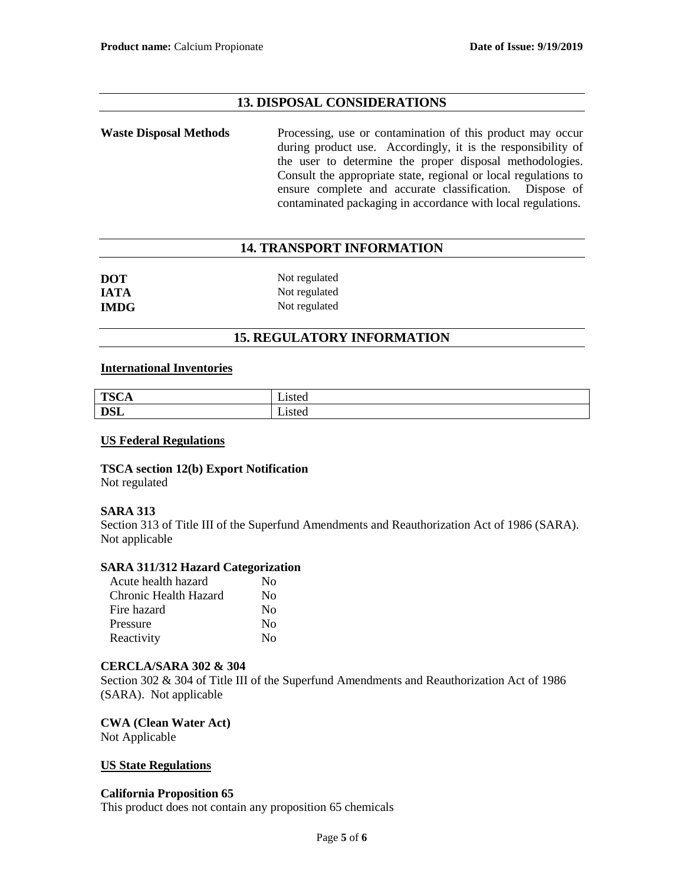## 13. DISPOSAL CONSIDERATIONS

**Waste Disposal Methods**

Processing, use or contamination of this product may occur during product use. Accordingly, it is the responsibility of the user to determine the proper disposal methodologies. Consult the appropriate state, regional or local regulations to ensure complete and accurate classification. Dispose of contaminated packaging in accordance with local regulations.

## 14. TRANSPORT INFORMATION

**DOT** Not regulated
**IATA** Not regulated
**IMDG** Not regulated

## 15. REGULATORY INFORMATION

**International Inventories**

| **TSCA** | Listed |
|---|---|
| **DSL** | Listed |

**US Federal Regulations**

**TSCA section 12(b) Export Notification**
Not regulated

**SARA 313**
Section 313 of Title III of the Superfund Amendments and Reauthorization Act of 1986 (SARA).
Not applicable

**SARA 311/312 Hazard Categorization**

| | |
|---|---|
| Acute health hazard | No |
| Chronic Health Hazard | No |
| Fire hazard | No |
| Pressure | No |
| Reactivity | No |

**CERCLA/SARA 302 & 304**
Section 302 & 304 of Title III of the Superfund Amendments and Reauthorization Act of 1986 (SARA). Not applicable

**CWA (Clean Water Act)**
Not Applicable

**US State Regulations**

**California Proposition 65**
This product does not contain any proposition 65 chemicals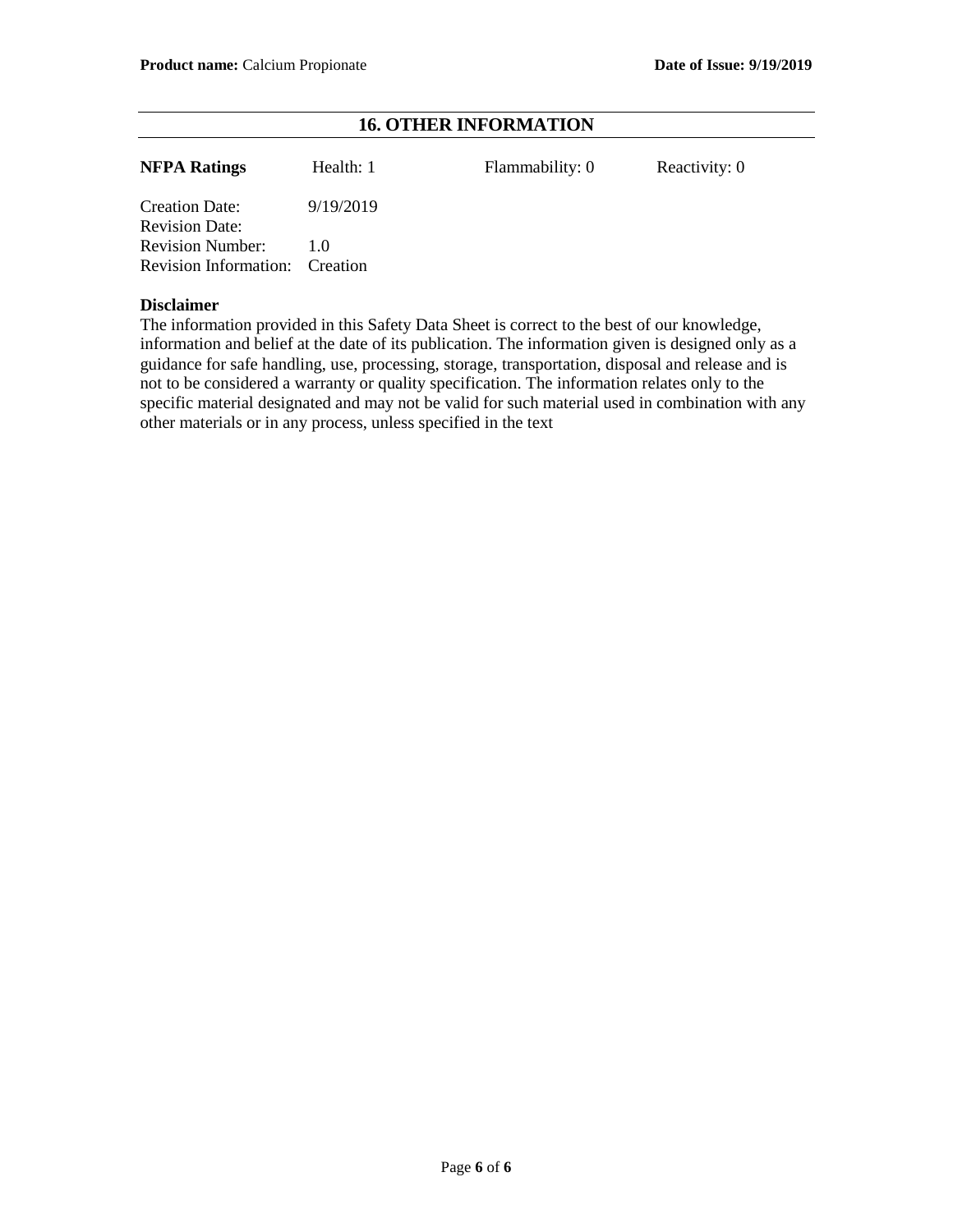## 16. OTHER INFORMATION

| | | | |
|---|---|---|---|
| **NFPA Ratings** | Health: 1 | Flammability: 0 | Reactivity: 0 |

| | |
|---|---|
| Creation Date: | 9/19/2019 |
| Revision Date: | |
| Revision Number: | 1.0 |
| Revision Information: | Creation |

**Disclaimer**

The information provided in this Safety Data Sheet is correct to the best of our knowledge, information and belief at the date of its publication. The information given is designed only as a guidance for safe handling, use, processing, storage, transportation, disposal and release and is not to be considered a warranty or quality specification. The information relates only to the specific material designated and may not be valid for such material used in combination with any other materials or in any process, unless specified in the text